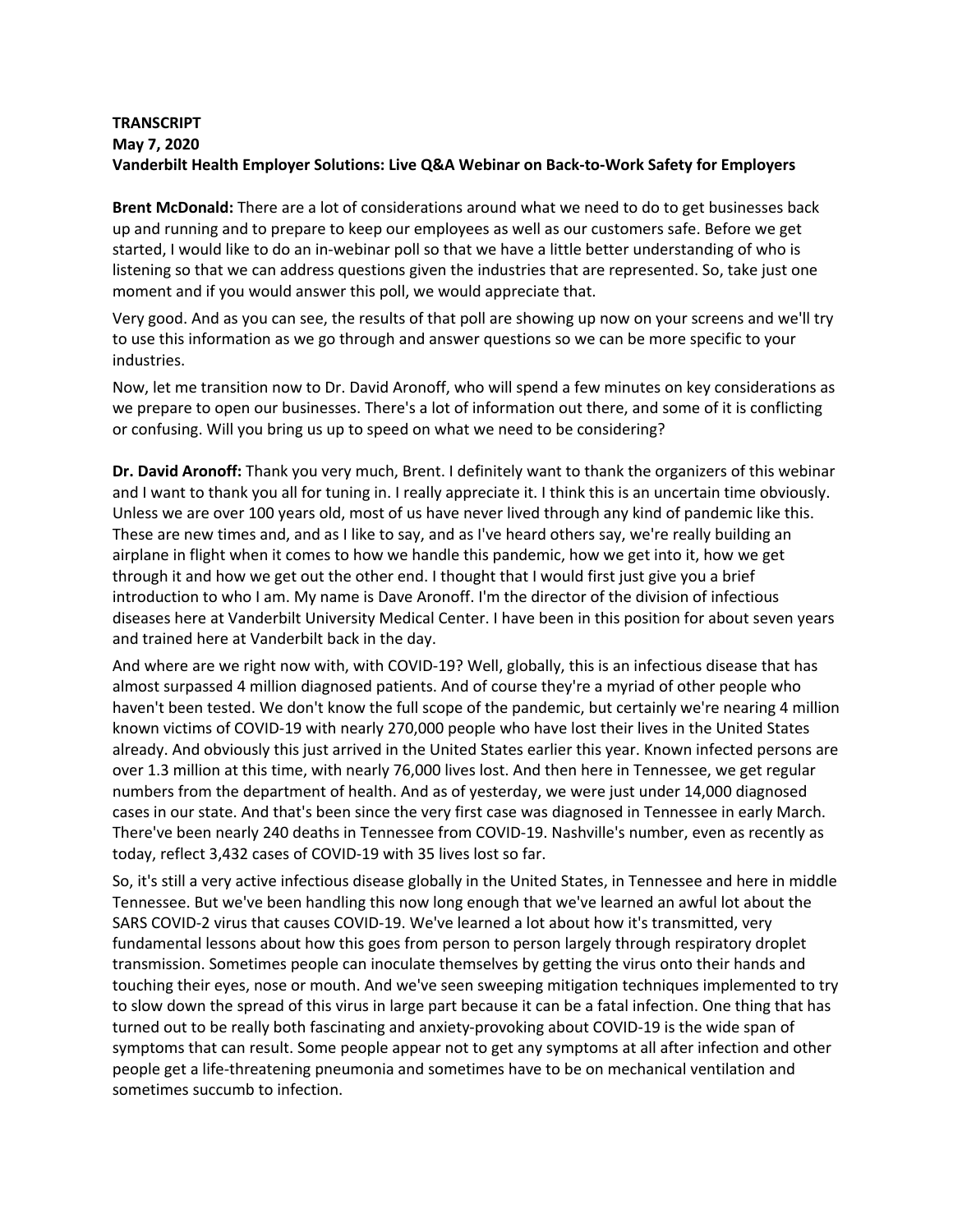**TRANSCRIPT**
**May 7, 2020**
**Vanderbilt Health Employer Solutions: Live Q&A Webinar on Back-to-Work Safety for Employers**

**Brent McDonald:** There are a lot of considerations around what we need to do to get businesses back up and running and to prepare to keep our employees as well as our customers safe. Before we get started, I would like to do an in-webinar poll so that we have a little better understanding of who is listening so that we can address questions given the industries that are represented. So, take just one moment and if you would answer this poll, we would appreciate that.

Very good. And as you can see, the results of that poll are showing up now on your screens and we'll try to use this information as we go through and answer questions so we can be more specific to your industries.

Now, let me transition now to Dr. David Aronoff, who will spend a few minutes on key considerations as we prepare to open our businesses. There's a lot of information out there, and some of it is conflicting or confusing. Will you bring us up to speed on what we need to be considering?

**Dr. David Aronoff:** Thank you very much, Brent. I definitely want to thank the organizers of this webinar and I want to thank you all for tuning in. I really appreciate it. I think this is an uncertain time obviously. Unless we are over 100 years old, most of us have never lived through any kind of pandemic like this. These are new times and, and as I like to say, and as I've heard others say, we're really building an airplane in flight when it comes to how we handle this pandemic, how we get into it, how we get through it and how we get out the other end. I thought that I would first just give you a brief introduction to who I am. My name is Dave Aronoff. I'm the director of the division of infectious diseases here at Vanderbilt University Medical Center. I have been in this position for about seven years and trained here at Vanderbilt back in the day.

And where are we right now with, with COVID-19? Well, globally, this is an infectious disease that has almost surpassed 4 million diagnosed patients. And of course they're a myriad of other people who haven't been tested. We don't know the full scope of the pandemic, but certainly we're nearing 4 million known victims of COVID-19 with nearly 270,000 people who have lost their lives in the United States already. And obviously this just arrived in the United States earlier this year. Known infected persons are over 1.3 million at this time, with nearly 76,000 lives lost. And then here in Tennessee, we get regular numbers from the department of health. And as of yesterday, we were just under 14,000 diagnosed cases in our state. And that's been since the very first case was diagnosed in Tennessee in early March. There've been nearly 240 deaths in Tennessee from COVID-19. Nashville's number, even as recently as today, reflect 3,432 cases of COVID-19 with 35 lives lost so far.

So, it's still a very active infectious disease globally in the United States, in Tennessee and here in middle Tennessee. But we've been handling this now long enough that we've learned an awful lot about the SARS COVID-2 virus that causes COVID-19. We've learned a lot about how it's transmitted, very fundamental lessons about how this goes from person to person largely through respiratory droplet transmission. Sometimes people can inoculate themselves by getting the virus onto their hands and touching their eyes, nose or mouth. And we've seen sweeping mitigation techniques implemented to try to slow down the spread of this virus in large part because it can be a fatal infection. One thing that has turned out to be really both fascinating and anxiety-provoking about COVID-19 is the wide span of symptoms that can result. Some people appear not to get any symptoms at all after infection and other people get a life-threatening pneumonia and sometimes have to be on mechanical ventilation and sometimes succumb to infection.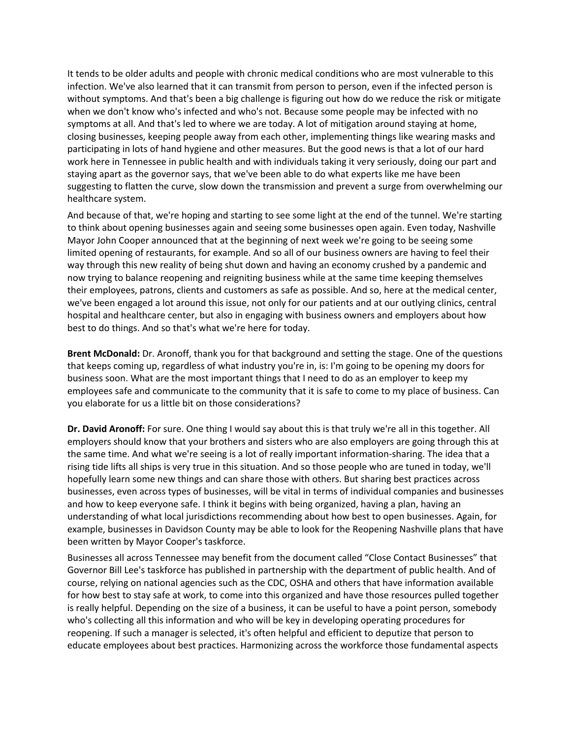It tends to be older adults and people with chronic medical conditions who are most vulnerable to this infection. We've also learned that it can transmit from person to person, even if the infected person is without symptoms. And that's been a big challenge is figuring out how do we reduce the risk or mitigate when we don't know who's infected and who's not. Because some people may be infected with no symptoms at all. And that's led to where we are today. A lot of mitigation around staying at home, closing businesses, keeping people away from each other, implementing things like wearing masks and participating in lots of hand hygiene and other measures. But the good news is that a lot of our hard work here in Tennessee in public health and with individuals taking it very seriously, doing our part and staying apart as the governor says, that we've been able to do what experts like me have been suggesting to flatten the curve, slow down the transmission and prevent a surge from overwhelming our healthcare system.

And because of that, we're hoping and starting to see some light at the end of the tunnel. We're starting to think about opening businesses again and seeing some businesses open again. Even today, Nashville Mayor John Cooper announced that at the beginning of next week we're going to be seeing some limited opening of restaurants, for example. And so all of our business owners are having to feel their way through this new reality of being shut down and having an economy crushed by a pandemic and now trying to balance reopening and reigniting business while at the same time keeping themselves their employees, patrons, clients and customers as safe as possible. And so, here at the medical center, we've been engaged a lot around this issue, not only for our patients and at our outlying clinics, central hospital and healthcare center, but also in engaging with business owners and employers about how best to do things. And so that's what we're here for today.

**Brent McDonald:** Dr. Aronoff, thank you for that background and setting the stage. One of the questions that keeps coming up, regardless of what industry you're in, is: I'm going to be opening my doors for business soon. What are the most important things that I need to do as an employer to keep my employees safe and communicate to the community that it is safe to come to my place of business. Can you elaborate for us a little bit on those considerations?

**Dr. David Aronoff:** For sure. One thing I would say about this is that truly we're all in this together. All employers should know that your brothers and sisters who are also employers are going through this at the same time. And what we're seeing is a lot of really important information-sharing. The idea that a rising tide lifts all ships is very true in this situation. And so those people who are tuned in today, we'll hopefully learn some new things and can share those with others. But sharing best practices across businesses, even across types of businesses, will be vital in terms of individual companies and businesses and how to keep everyone safe. I think it begins with being organized, having a plan, having an understanding of what local jurisdictions recommending about how best to open businesses. Again, for example, businesses in Davidson County may be able to look for the Reopening Nashville plans that have been written by Mayor Cooper's taskforce.

Businesses all across Tennessee may benefit from the document called "Close Contact Businesses" that Governor Bill Lee's taskforce has published in partnership with the department of public health. And of course, relying on national agencies such as the CDC, OSHA and others that have information available for how best to stay safe at work, to come into this organized and have those resources pulled together is really helpful. Depending on the size of a business, it can be useful to have a point person, somebody who's collecting all this information and who will be key in developing operating procedures for reopening. If such a manager is selected, it's often helpful and efficient to deputize that person to educate employees about best practices. Harmonizing across the workforce those fundamental aspects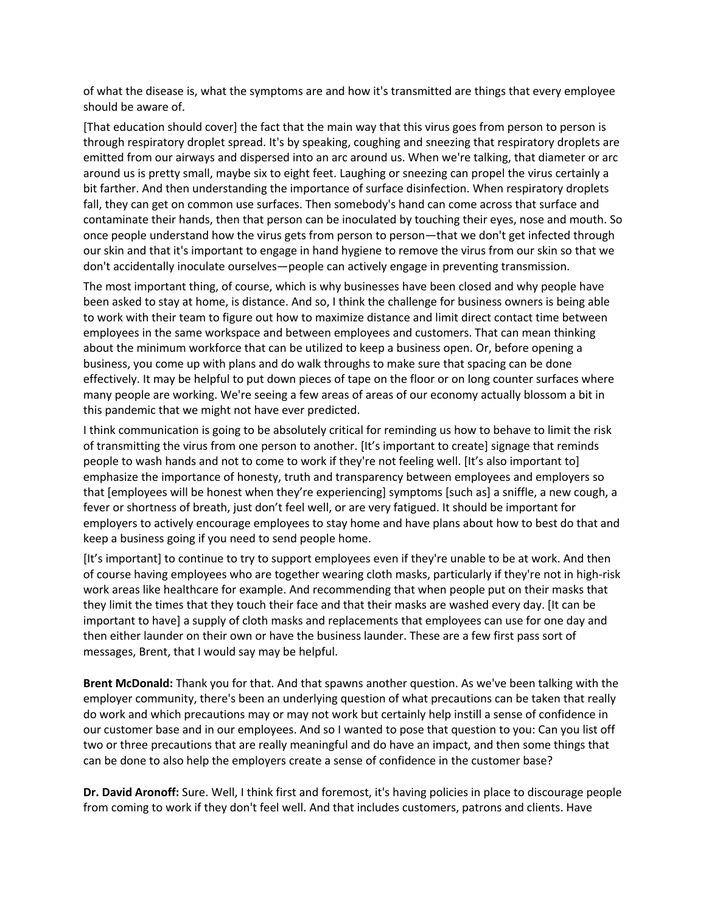of what the disease is, what the symptoms are and how it's transmitted are things that every employee should be aware of.

[That education should cover] the fact that the main way that this virus goes from person to person is through respiratory droplet spread. It's by speaking, coughing and sneezing that respiratory droplets are emitted from our airways and dispersed into an arc around us. When we're talking, that diameter or arc around us is pretty small, maybe six to eight feet. Laughing or sneezing can propel the virus certainly a bit farther. And then understanding the importance of surface disinfection. When respiratory droplets fall, they can get on common use surfaces. Then somebody's hand can come across that surface and contaminate their hands, then that person can be inoculated by touching their eyes, nose and mouth. So once people understand how the virus gets from person to person—that we don't get infected through our skin and that it's important to engage in hand hygiene to remove the virus from our skin so that we don't accidentally inoculate ourselves—people can actively engage in preventing transmission.

The most important thing, of course, which is why businesses have been closed and why people have been asked to stay at home, is distance. And so, I think the challenge for business owners is being able to work with their team to figure out how to maximize distance and limit direct contact time between employees in the same workspace and between employees and customers. That can mean thinking about the minimum workforce that can be utilized to keep a business open. Or, before opening a business, you come up with plans and do walk throughs to make sure that spacing can be done effectively. It may be helpful to put down pieces of tape on the floor or on long counter surfaces where many people are working. We're seeing a few areas of areas of our economy actually blossom a bit in this pandemic that we might not have ever predicted.

I think communication is going to be absolutely critical for reminding us how to behave to limit the risk of transmitting the virus from one person to another. [It's important to create] signage that reminds people to wash hands and not to come to work if they're not feeling well. [It's also important to] emphasize the importance of honesty, truth and transparency between employees and employers so that [employees will be honest when they're experiencing] symptoms [such as] a sniffle, a new cough, a fever or shortness of breath, just don't feel well, or are very fatigued. It should be important for employers to actively encourage employees to stay home and have plans about how to best do that and keep a business going if you need to send people home.

[It's important] to continue to try to support employees even if they're unable to be at work. And then of course having employees who are together wearing cloth masks, particularly if they're not in high-risk work areas like healthcare for example. And recommending that when people put on their masks that they limit the times that they touch their face and that their masks are washed every day. [It can be important to have] a supply of cloth masks and replacements that employees can use for one day and then either launder on their own or have the business launder. These are a few first pass sort of messages, Brent, that I would say may be helpful.

**Brent McDonald:** Thank you for that. And that spawns another question. As we've been talking with the employer community, there's been an underlying question of what precautions can be taken that really do work and which precautions may or may not work but certainly help instill a sense of confidence in our customer base and in our employees. And so I wanted to pose that question to you: Can you list off two or three precautions that are really meaningful and do have an impact, and then some things that can be done to also help the employers create a sense of confidence in the customer base?

**Dr. David Aronoff:** Sure. Well, I think first and foremost, it's having policies in place to discourage people from coming to work if they don't feel well. And that includes customers, patrons and clients. Have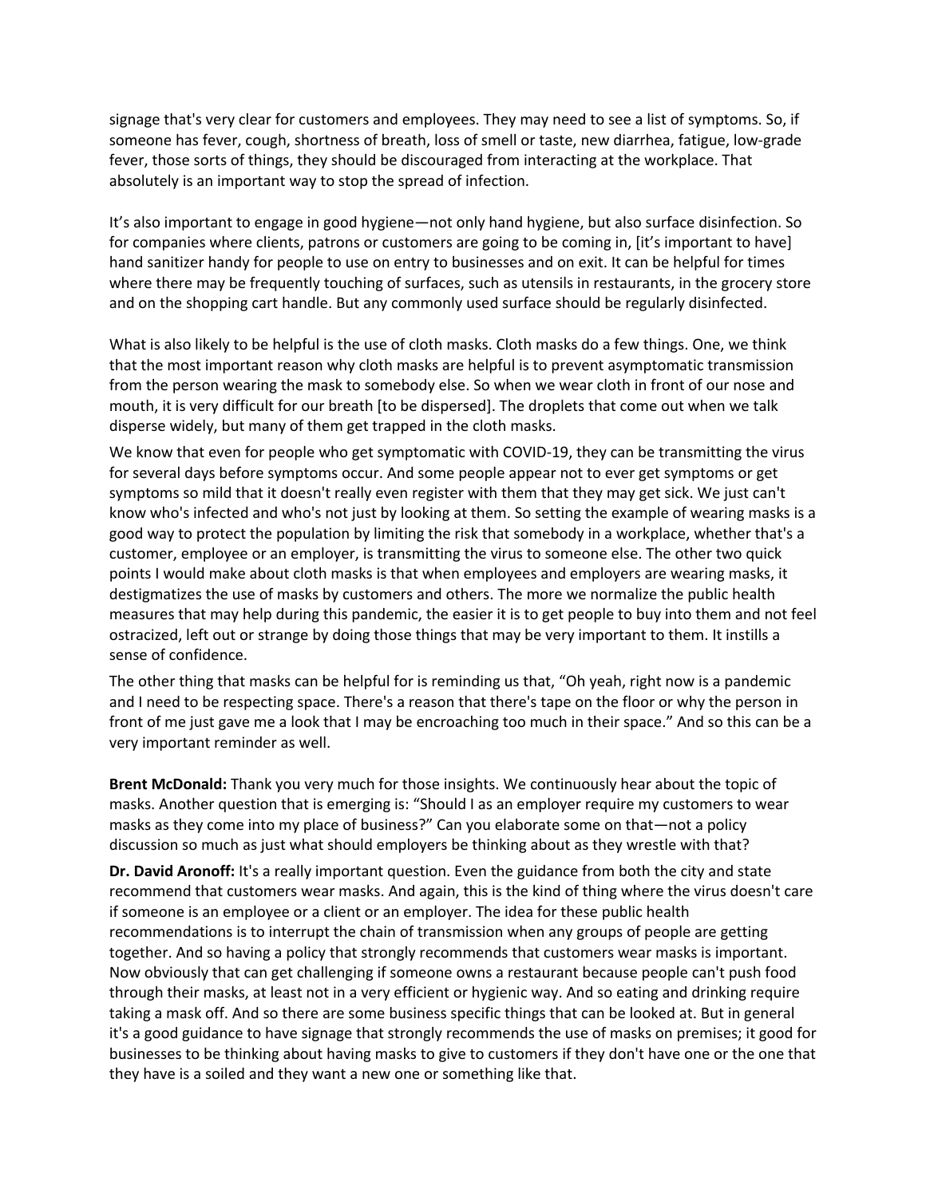signage that's very clear for customers and employees. They may need to see a list of symptoms. So, if someone has fever, cough, shortness of breath, loss of smell or taste, new diarrhea, fatigue, low-grade fever, those sorts of things, they should be discouraged from interacting at the workplace. That absolutely is an important way to stop the spread of infection.

It's also important to engage in good hygiene—not only hand hygiene, but also surface disinfection. So for companies where clients, patrons or customers are going to be coming in, [it's important to have] hand sanitizer handy for people to use on entry to businesses and on exit. It can be helpful for times where there may be frequently touching of surfaces, such as utensils in restaurants, in the grocery store and on the shopping cart handle. But any commonly used surface should be regularly disinfected.

What is also likely to be helpful is the use of cloth masks. Cloth masks do a few things. One, we think that the most important reason why cloth masks are helpful is to prevent asymptomatic transmission from the person wearing the mask to somebody else. So when we wear cloth in front of our nose and mouth, it is very difficult for our breath [to be dispersed]. The droplets that come out when we talk disperse widely, but many of them get trapped in the cloth masks.

We know that even for people who get symptomatic with COVID-19, they can be transmitting the virus for several days before symptoms occur. And some people appear not to ever get symptoms or get symptoms so mild that it doesn't really even register with them that they may get sick. We just can't know who's infected and who's not just by looking at them. So setting the example of wearing masks is a good way to protect the population by limiting the risk that somebody in a workplace, whether that's a customer, employee or an employer, is transmitting the virus to someone else. The other two quick points I would make about cloth masks is that when employees and employers are wearing masks, it destigmatizes the use of masks by customers and others. The more we normalize the public health measures that may help during this pandemic, the easier it is to get people to buy into them and not feel ostracized, left out or strange by doing those things that may be very important to them. It instills a sense of confidence.

The other thing that masks can be helpful for is reminding us that, "Oh yeah, right now is a pandemic and I need to be respecting space. There's a reason that there's tape on the floor or why the person in front of me just gave me a look that I may be encroaching too much in their space." And so this can be a very important reminder as well.

**Brent McDonald:** Thank you very much for those insights. We continuously hear about the topic of masks. Another question that is emerging is: "Should I as an employer require my customers to wear masks as they come into my place of business?" Can you elaborate some on that—not a policy discussion so much as just what should employers be thinking about as they wrestle with that?

**Dr. David Aronoff:** It's a really important question. Even the guidance from both the city and state recommend that customers wear masks. And again, this is the kind of thing where the virus doesn't care if someone is an employee or a client or an employer. The idea for these public health recommendations is to interrupt the chain of transmission when any groups of people are getting together. And so having a policy that strongly recommends that customers wear masks is important. Now obviously that can get challenging if someone owns a restaurant because people can't push food through their masks, at least not in a very efficient or hygienic way. And so eating and drinking require taking a mask off. And so there are some business specific things that can be looked at. But in general it's a good guidance to have signage that strongly recommends the use of masks on premises; it good for businesses to be thinking about having masks to give to customers if they don't have one or the one that they have is a soiled and they want a new one or something like that.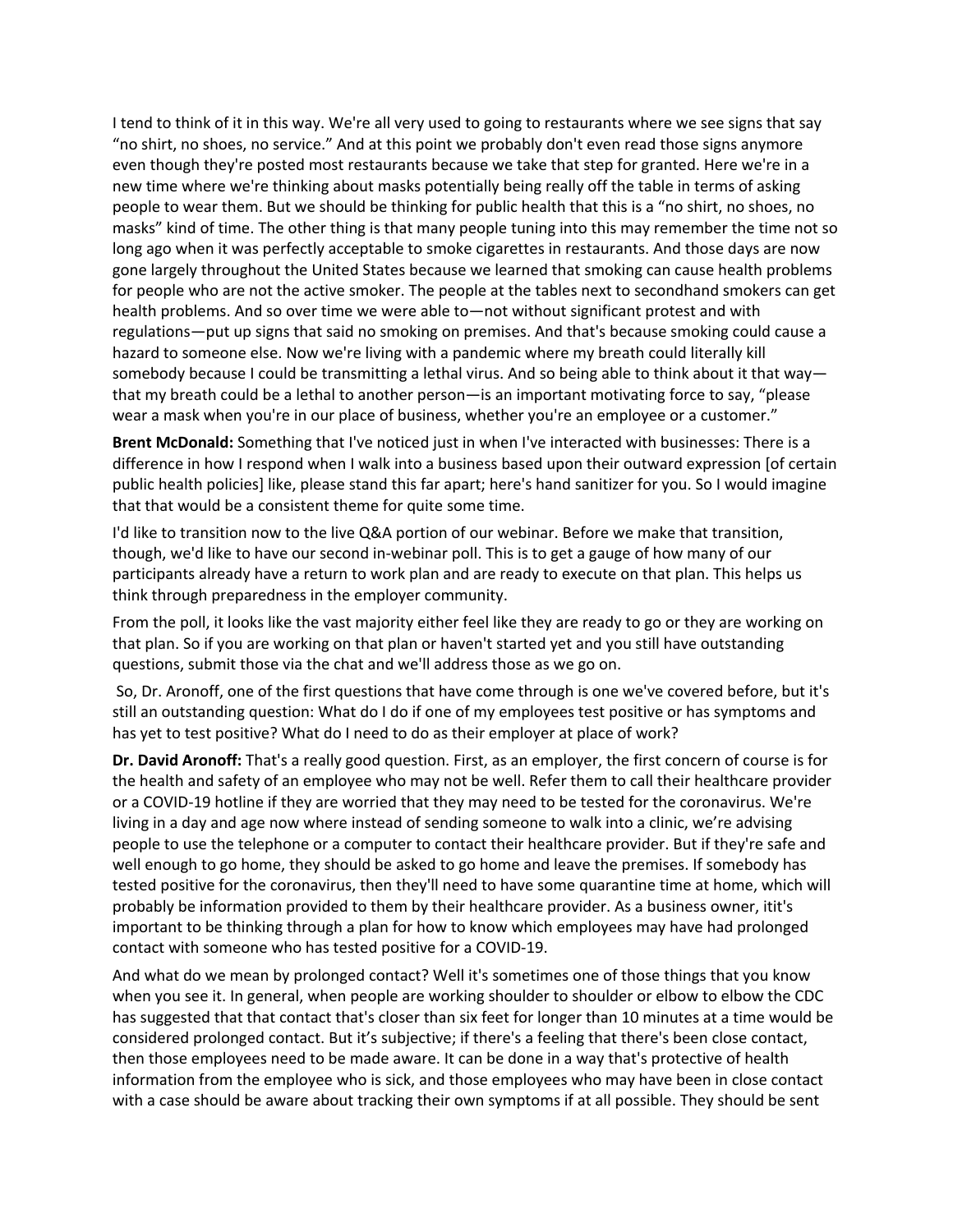I tend to think of it in this way. We're all very used to going to restaurants where we see signs that say "no shirt, no shoes, no service." And at this point we probably don't even read those signs anymore even though they're posted most restaurants because we take that step for granted. Here we're in a new time where we're thinking about masks potentially being really off the table in terms of asking people to wear them. But we should be thinking for public health that this is a "no shirt, no shoes, no masks" kind of time. The other thing is that many people tuning into this may remember the time not so long ago when it was perfectly acceptable to smoke cigarettes in restaurants. And those days are now gone largely throughout the United States because we learned that smoking can cause health problems for people who are not the active smoker. The people at the tables next to secondhand smokers can get health problems. And so over time we were able to—not without significant protest and with regulations—put up signs that said no smoking on premises. And that's because smoking could cause a hazard to someone else. Now we're living with a pandemic where my breath could literally kill somebody because I could be transmitting a lethal virus. And so being able to think about it that way—that my breath could be a lethal to another person—is an important motivating force to say, "please wear a mask when you're in our place of business, whether you're an employee or a customer."

**Brent McDonald:** Something that I've noticed just in when I've interacted with businesses: There is a difference in how I respond when I walk into a business based upon their outward expression [of certain public health policies] like, please stand this far apart; here's hand sanitizer for you. So I would imagine that that would be a consistent theme for quite some time.

I'd like to transition now to the live Q&A portion of our webinar. Before we make that transition, though, we'd like to have our second in-webinar poll. This is to get a gauge of how many of our participants already have a return to work plan and are ready to execute on that plan. This helps us think through preparedness in the employer community.

From the poll, it looks like the vast majority either feel like they are ready to go or they are working on that plan. So if you are working on that plan or haven't started yet and you still have outstanding questions, submit those via the chat and we'll address those as we go on.

So, Dr. Aronoff, one of the first questions that have come through is one we've covered before, but it's still an outstanding question: What do I do if one of my employees test positive or has symptoms and has yet to test positive? What do I need to do as their employer at place of work?

**Dr. David Aronoff:** That's a really good question. First, as an employer, the first concern of course is for the health and safety of an employee who may not be well. Refer them to call their healthcare provider or a COVID-19 hotline if they are worried that they may need to be tested for the coronavirus. We're living in a day and age now where instead of sending someone to walk into a clinic, we're advising people to use the telephone or a computer to contact their healthcare provider. But if they're safe and well enough to go home, they should be asked to go home and leave the premises. If somebody has tested positive for the coronavirus, then they'll need to have some quarantine time at home, which will probably be information provided to them by their healthcare provider. As a business owner, itit's important to be thinking through a plan for how to know which employees may have had prolonged contact with someone who has tested positive for a COVID-19.

And what do we mean by prolonged contact? Well it's sometimes one of those things that you know when you see it. In general, when people are working shoulder to shoulder or elbow to elbow the CDC has suggested that that contact that's closer than six feet for longer than 10 minutes at a time would be considered prolonged contact. But it's subjective; if there's a feeling that there's been close contact, then those employees need to be made aware. It can be done in a way that's protective of health information from the employee who is sick, and those employees who may have been in close contact with a case should be aware about tracking their own symptoms if at all possible. They should be sent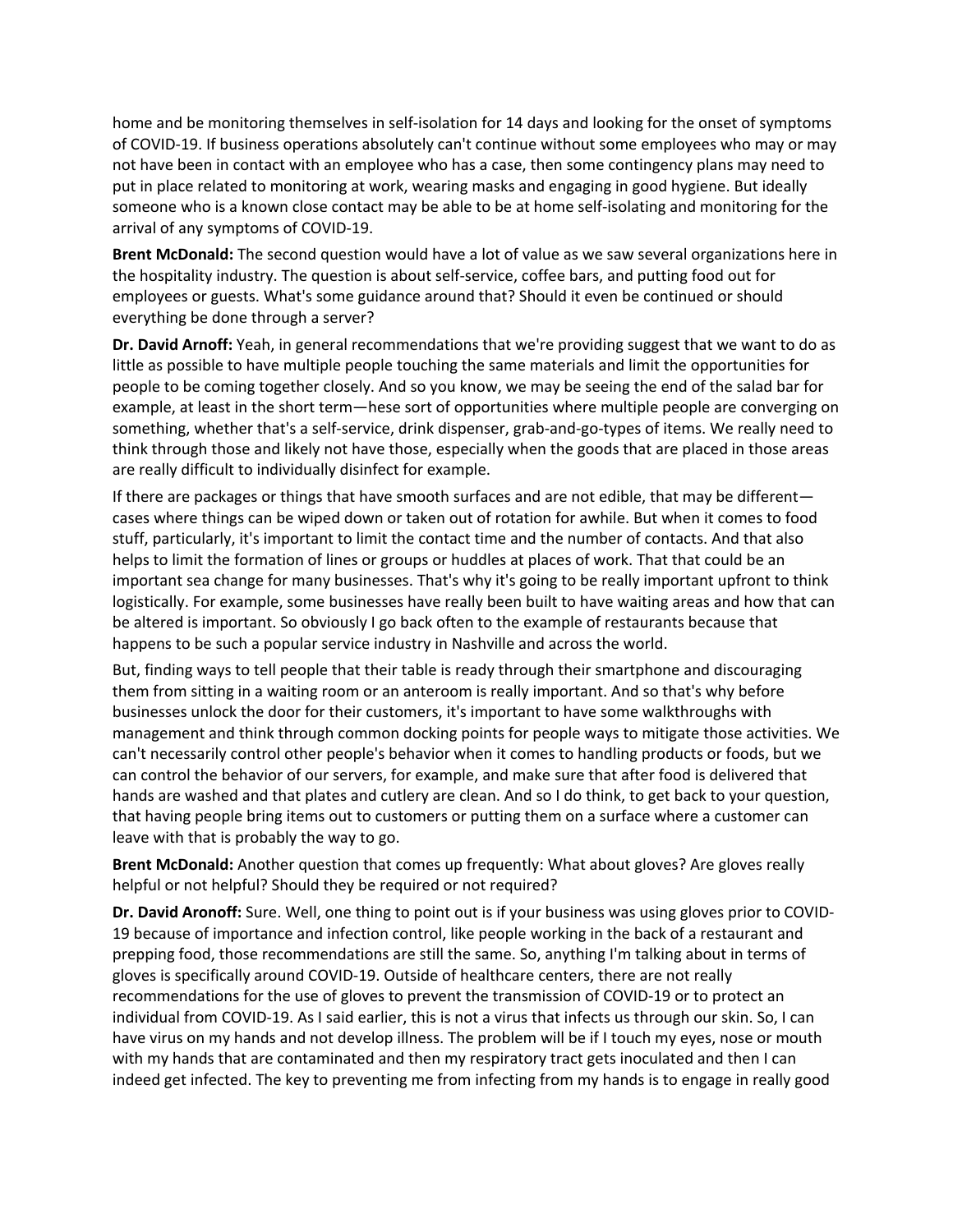home and be monitoring themselves in self-isolation for 14 days and looking for the onset of symptoms of COVID-19. If business operations absolutely can't continue without some employees who may or may not have been in contact with an employee who has a case, then some contingency plans may need to put in place related to monitoring at work, wearing masks and engaging in good hygiene. But ideally someone who is a known close contact may be able to be at home self-isolating and monitoring for the arrival of any symptoms of COVID-19.

**Brent McDonald:** The second question would have a lot of value as we saw several organizations here in the hospitality industry. The question is about self-service, coffee bars, and putting food out for employees or guests. What's some guidance around that? Should it even be continued or should everything be done through a server?

**Dr. David Arnoff:** Yeah, in general recommendations that we're providing suggest that we want to do as little as possible to have multiple people touching the same materials and limit the opportunities for people to be coming together closely. And so you know, we may be seeing the end of the salad bar for example, at least in the short term—hese sort of opportunities where multiple people are converging on something, whether that's a self-service, drink dispenser, grab-and-go-types of items. We really need to think through those and likely not have those, especially when the goods that are placed in those areas are really difficult to individually disinfect for example.

If there are packages or things that have smooth surfaces and are not edible, that may be different—cases where things can be wiped down or taken out of rotation for awhile. But when it comes to food stuff, particularly, it's important to limit the contact time and the number of contacts. And that also helps to limit the formation of lines or groups or huddles at places of work. That that could be an important sea change for many businesses. That's why it's going to be really important upfront to think logistically. For example, some businesses have really been built to have waiting areas and how that can be altered is important. So obviously I go back often to the example of restaurants because that happens to be such a popular service industry in Nashville and across the world.

But, finding ways to tell people that their table is ready through their smartphone and discouraging them from sitting in a waiting room or an anteroom is really important. And so that's why before businesses unlock the door for their customers, it's important to have some walkthroughs with management and think through common docking points for people ways to mitigate those activities. We can't necessarily control other people's behavior when it comes to handling products or foods, but we can control the behavior of our servers, for example, and make sure that after food is delivered that hands are washed and that plates and cutlery are clean. And so I do think, to get back to your question, that having people bring items out to customers or putting them on a surface where a customer can leave with that is probably the way to go.

**Brent McDonald:** Another question that comes up frequently: What about gloves? Are gloves really helpful or not helpful? Should they be required or not required?

**Dr. David Aronoff:** Sure. Well, one thing to point out is if your business was using gloves prior to COVID-19 because of importance and infection control, like people working in the back of a restaurant and prepping food, those recommendations are still the same. So, anything I'm talking about in terms of gloves is specifically around COVID-19. Outside of healthcare centers, there are not really recommendations for the use of gloves to prevent the transmission of COVID-19 or to protect an individual from COVID-19. As I said earlier, this is not a virus that infects us through our skin. So, I can have virus on my hands and not develop illness. The problem will be if I touch my eyes, nose or mouth with my hands that are contaminated and then my respiratory tract gets inoculated and then I can indeed get infected. The key to preventing me from infecting from my hands is to engage in really good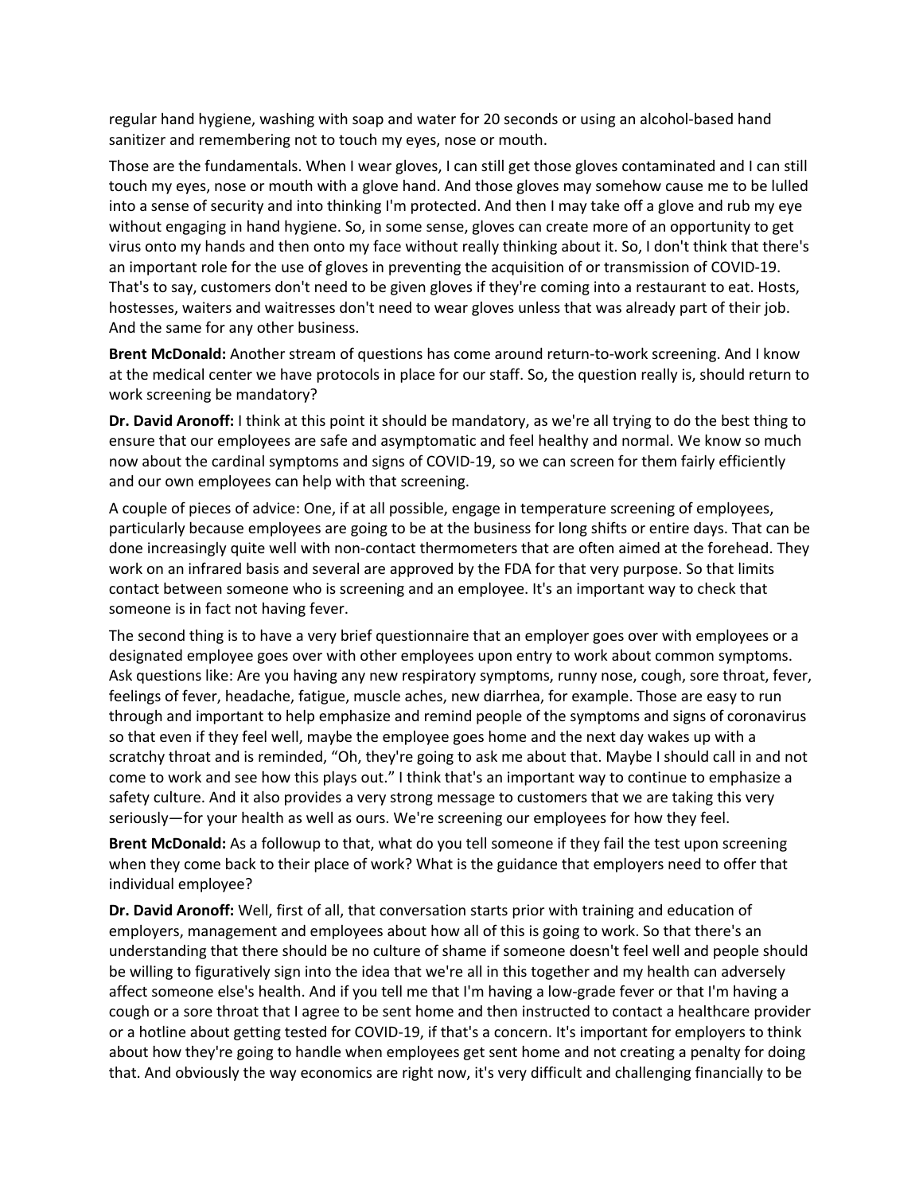regular hand hygiene, washing with soap and water for 20 seconds or using an alcohol-based hand sanitizer and remembering not to touch my eyes, nose or mouth.

Those are the fundamentals. When I wear gloves, I can still get those gloves contaminated and I can still touch my eyes, nose or mouth with a glove hand. And those gloves may somehow cause me to be lulled into a sense of security and into thinking I'm protected. And then I may take off a glove and rub my eye without engaging in hand hygiene. So, in some sense, gloves can create more of an opportunity to get virus onto my hands and then onto my face without really thinking about it. So, I don't think that there's an important role for the use of gloves in preventing the acquisition of or transmission of COVID-19. That's to say, customers don't need to be given gloves if they're coming into a restaurant to eat. Hosts, hostesses, waiters and waitresses don't need to wear gloves unless that was already part of their job. And the same for any other business.

**Brent McDonald:** Another stream of questions has come around return-to-work screening. And I know at the medical center we have protocols in place for our staff. So, the question really is, should return to work screening be mandatory?

**Dr. David Aronoff:** I think at this point it should be mandatory, as we're all trying to do the best thing to ensure that our employees are safe and asymptomatic and feel healthy and normal. We know so much now about the cardinal symptoms and signs of COVID-19, so we can screen for them fairly efficiently and our own employees can help with that screening.

A couple of pieces of advice: One, if at all possible, engage in temperature screening of employees, particularly because employees are going to be at the business for long shifts or entire days. That can be done increasingly quite well with non-contact thermometers that are often aimed at the forehead. They work on an infrared basis and several are approved by the FDA for that very purpose. So that limits contact between someone who is screening and an employee. It's an important way to check that someone is in fact not having fever.

The second thing is to have a very brief questionnaire that an employer goes over with employees or a designated employee goes over with other employees upon entry to work about common symptoms. Ask questions like: Are you having any new respiratory symptoms, runny nose, cough, sore throat, fever, feelings of fever, headache, fatigue, muscle aches, new diarrhea, for example. Those are easy to run through and important to help emphasize and remind people of the symptoms and signs of coronavirus so that even if they feel well, maybe the employee goes home and the next day wakes up with a scratchy throat and is reminded, "Oh, they're going to ask me about that. Maybe I should call in and not come to work and see how this plays out." I think that's an important way to continue to emphasize a safety culture. And it also provides a very strong message to customers that we are taking this very seriously—for your health as well as ours. We're screening our employees for how they feel.

**Brent McDonald:** As a followup to that, what do you tell someone if they fail the test upon screening when they come back to their place of work? What is the guidance that employers need to offer that individual employee?

**Dr. David Aronoff:** Well, first of all, that conversation starts prior with training and education of employers, management and employees about how all of this is going to work. So that there's an understanding that there should be no culture of shame if someone doesn't feel well and people should be willing to figuratively sign into the idea that we're all in this together and my health can adversely affect someone else's health. And if you tell me that I'm having a low-grade fever or that I'm having a cough or a sore throat that I agree to be sent home and then instructed to contact a healthcare provider or a hotline about getting tested for COVID-19, if that's a concern. It's important for employers to think about how they're going to handle when employees get sent home and not creating a penalty for doing that. And obviously the way economics are right now, it's very difficult and challenging financially to be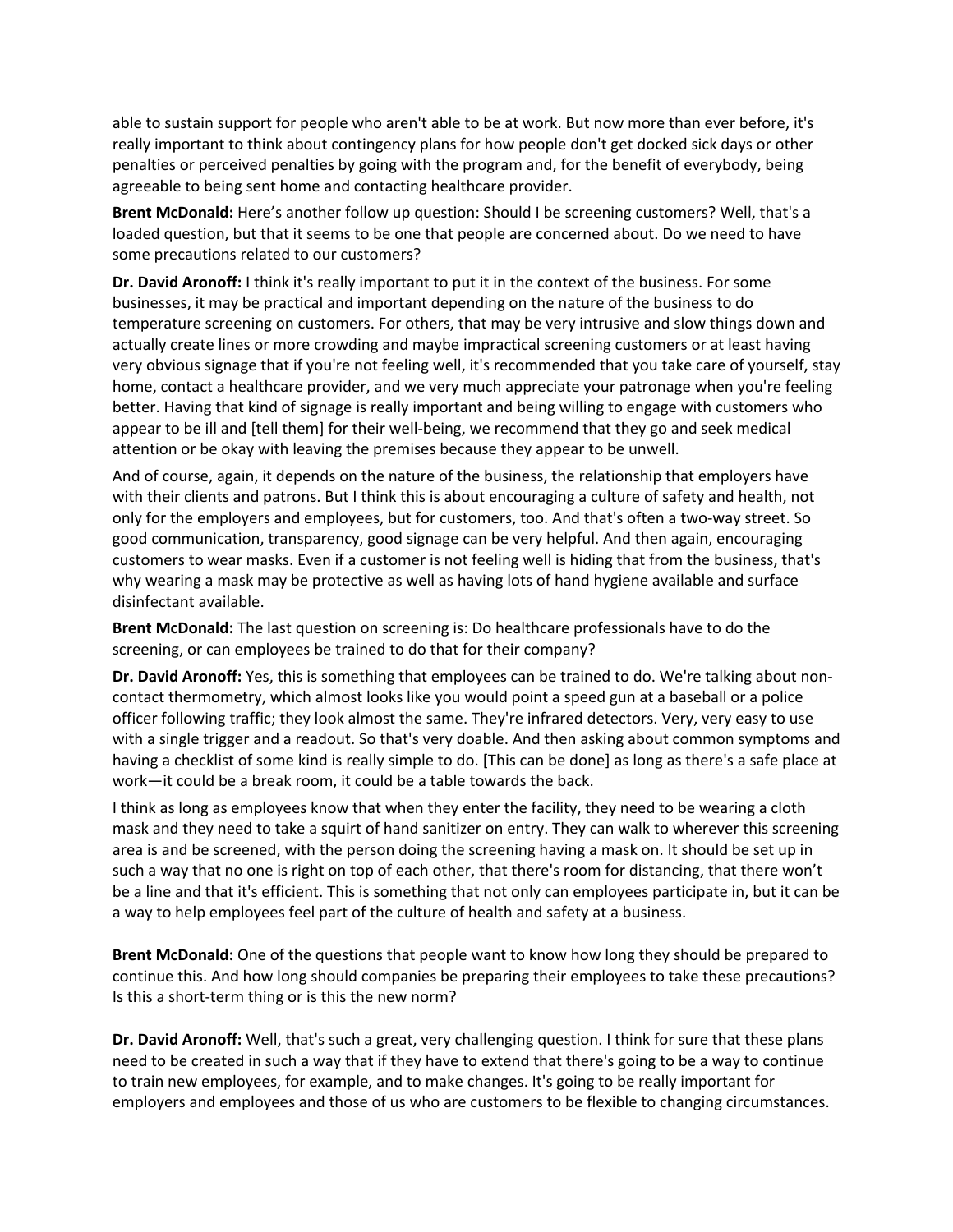able to sustain support for people who aren't able to be at work. But now more than ever before, it's really important to think about contingency plans for how people don't get docked sick days or other penalties or perceived penalties by going with the program and, for the benefit of everybody, being agreeable to being sent home and contacting healthcare provider.

**Brent McDonald:** Here's another follow up question: Should I be screening customers? Well, that's a loaded question, but that it seems to be one that people are concerned about. Do we need to have some precautions related to our customers?

**Dr. David Aronoff:** I think it's really important to put it in the context of the business. For some businesses, it may be practical and important depending on the nature of the business to do temperature screening on customers. For others, that may be very intrusive and slow things down and actually create lines or more crowding and maybe impractical screening customers or at least having very obvious signage that if you're not feeling well, it's recommended that you take care of yourself, stay home, contact a healthcare provider, and we very much appreciate your patronage when you're feeling better. Having that kind of signage is really important and being willing to engage with customers who appear to be ill and [tell them] for their well-being, we recommend that they go and seek medical attention or be okay with leaving the premises because they appear to be unwell.

And of course, again, it depends on the nature of the business, the relationship that employers have with their clients and patrons. But I think this is about encouraging a culture of safety and health, not only for the employers and employees, but for customers, too. And that's often a two-way street. So good communication, transparency, good signage can be very helpful. And then again, encouraging customers to wear masks. Even if a customer is not feeling well is hiding that from the business, that's why wearing a mask may be protective as well as having lots of hand hygiene available and surface disinfectant available.

**Brent McDonald:** The last question on screening is: Do healthcare professionals have to do the screening, or can employees be trained to do that for their company?

**Dr. David Aronoff:** Yes, this is something that employees can be trained to do. We're talking about non-contact thermometry, which almost looks like you would point a speed gun at a baseball or a police officer following traffic; they look almost the same. They're infrared detectors. Very, very easy to use with a single trigger and a readout. So that's very doable. And then asking about common symptoms and having a checklist of some kind is really simple to do. [This can be done] as long as there's a safe place at work—it could be a break room, it could be a table towards the back.

I think as long as employees know that when they enter the facility, they need to be wearing a cloth mask and they need to take a squirt of hand sanitizer on entry. They can walk to wherever this screening area is and be screened, with the person doing the screening having a mask on. It should be set up in such a way that no one is right on top of each other, that there's room for distancing, that there won't be a line and that it's efficient. This is something that not only can employees participate in, but it can be a way to help employees feel part of the culture of health and safety at a business.

**Brent McDonald:** One of the questions that people want to know how long they should be prepared to continue this. And how long should companies be preparing their employees to take these precautions? Is this a short-term thing or is this the new norm?

**Dr. David Aronoff:** Well, that's such a great, very challenging question. I think for sure that these plans need to be created in such a way that if they have to extend that there's going to be a way to continue to train new employees, for example, and to make changes. It's going to be really important for employers and employees and those of us who are customers to be flexible to changing circumstances.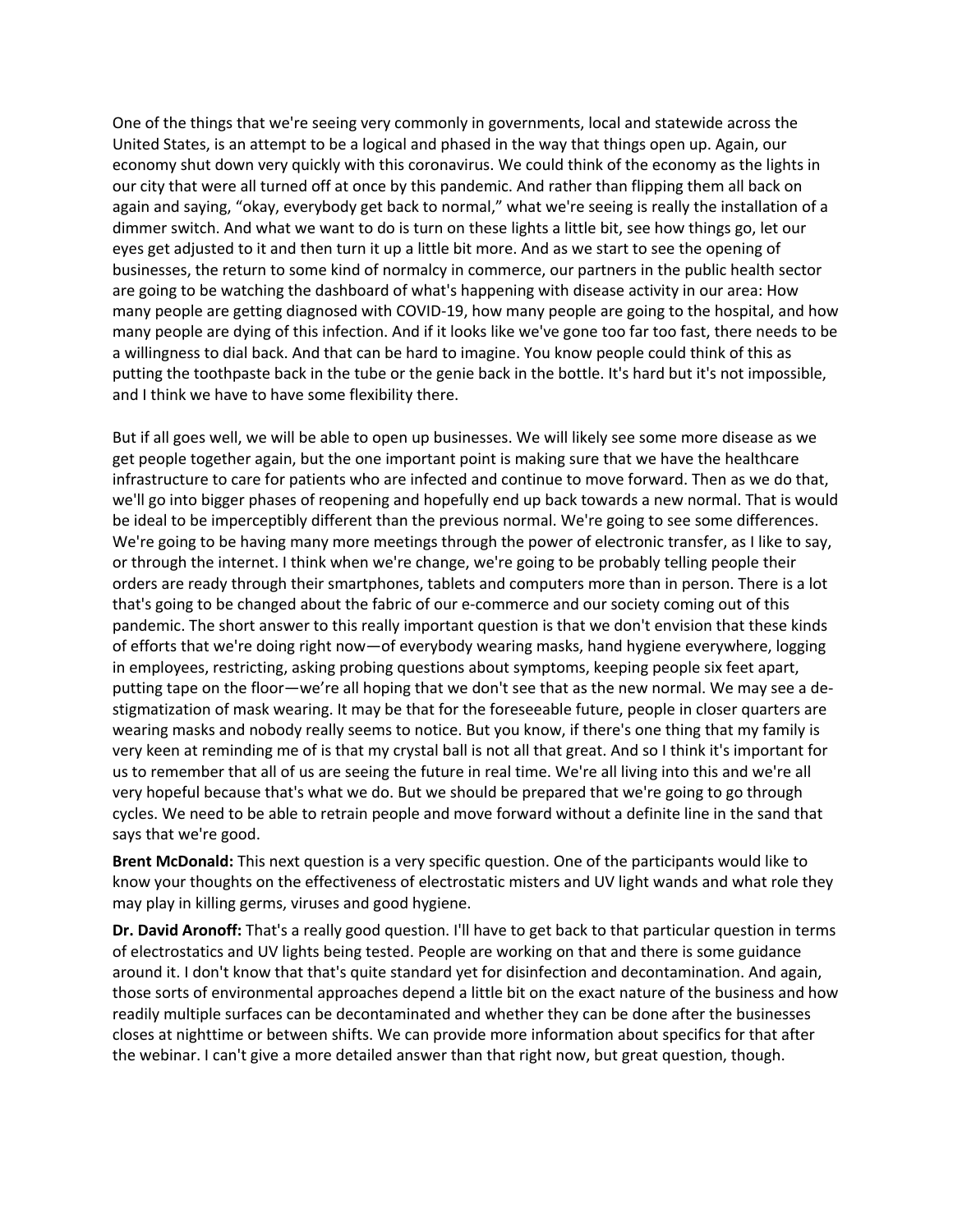One of the things that we're seeing very commonly in governments, local and statewide across the United States, is an attempt to be a logical and phased in the way that things open up. Again, our economy shut down very quickly with this coronavirus. We could think of the economy as the lights in our city that were all turned off at once by this pandemic. And rather than flipping them all back on again and saying, "okay, everybody get back to normal," what we're seeing is really the installation of a dimmer switch. And what we want to do is turn on these lights a little bit, see how things go, let our eyes get adjusted to it and then turn it up a little bit more. And as we start to see the opening of businesses, the return to some kind of normalcy in commerce, our partners in the public health sector are going to be watching the dashboard of what's happening with disease activity in our area: How many people are getting diagnosed with COVID-19, how many people are going to the hospital, and how many people are dying of this infection. And if it looks like we've gone too far too fast, there needs to be a willingness to dial back. And that can be hard to imagine. You know people could think of this as putting the toothpaste back in the tube or the genie back in the bottle. It's hard but it's not impossible, and I think we have to have some flexibility there.

But if all goes well, we will be able to open up businesses. We will likely see some more disease as we get people together again, but the one important point is making sure that we have the healthcare infrastructure to care for patients who are infected and continue to move forward. Then as we do that, we'll go into bigger phases of reopening and hopefully end up back towards a new normal. That is would be ideal to be imperceptibly different than the previous normal. We're going to see some differences. We're going to be having many more meetings through the power of electronic transfer, as I like to say, or through the internet. I think when we're change, we're going to be probably telling people their orders are ready through their smartphones, tablets and computers more than in person. There is a lot that's going to be changed about the fabric of our e-commerce and our society coming out of this pandemic. The short answer to this really important question is that we don't envision that these kinds of efforts that we're doing right now—of everybody wearing masks, hand hygiene everywhere, logging in employees, restricting, asking probing questions about symptoms, keeping people six feet apart, putting tape on the floor—we're all hoping that we don't see that as the new normal. We may see a de-stigmatization of mask wearing. It may be that for the foreseeable future, people in closer quarters are wearing masks and nobody really seems to notice. But you know, if there's one thing that my family is very keen at reminding me of is that my crystal ball is not all that great. And so I think it's important for us to remember that all of us are seeing the future in real time. We're all living into this and we're all very hopeful because that's what we do. But we should be prepared that we're going to go through cycles. We need to be able to retrain people and move forward without a definite line in the sand that says that we're good.

**Brent McDonald:** This next question is a very specific question. One of the participants would like to know your thoughts on the effectiveness of electrostatic misters and UV light wands and what role they may play in killing germs, viruses and good hygiene.

**Dr. David Aronoff:** That's a really good question. I'll have to get back to that particular question in terms of electrostatics and UV lights being tested. People are working on that and there is some guidance around it. I don't know that that's quite standard yet for disinfection and decontamination. And again, those sorts of environmental approaches depend a little bit on the exact nature of the business and how readily multiple surfaces can be decontaminated and whether they can be done after the businesses closes at nighttime or between shifts. We can provide more information about specifics for that after the webinar. I can't give a more detailed answer than that right now, but great question, though.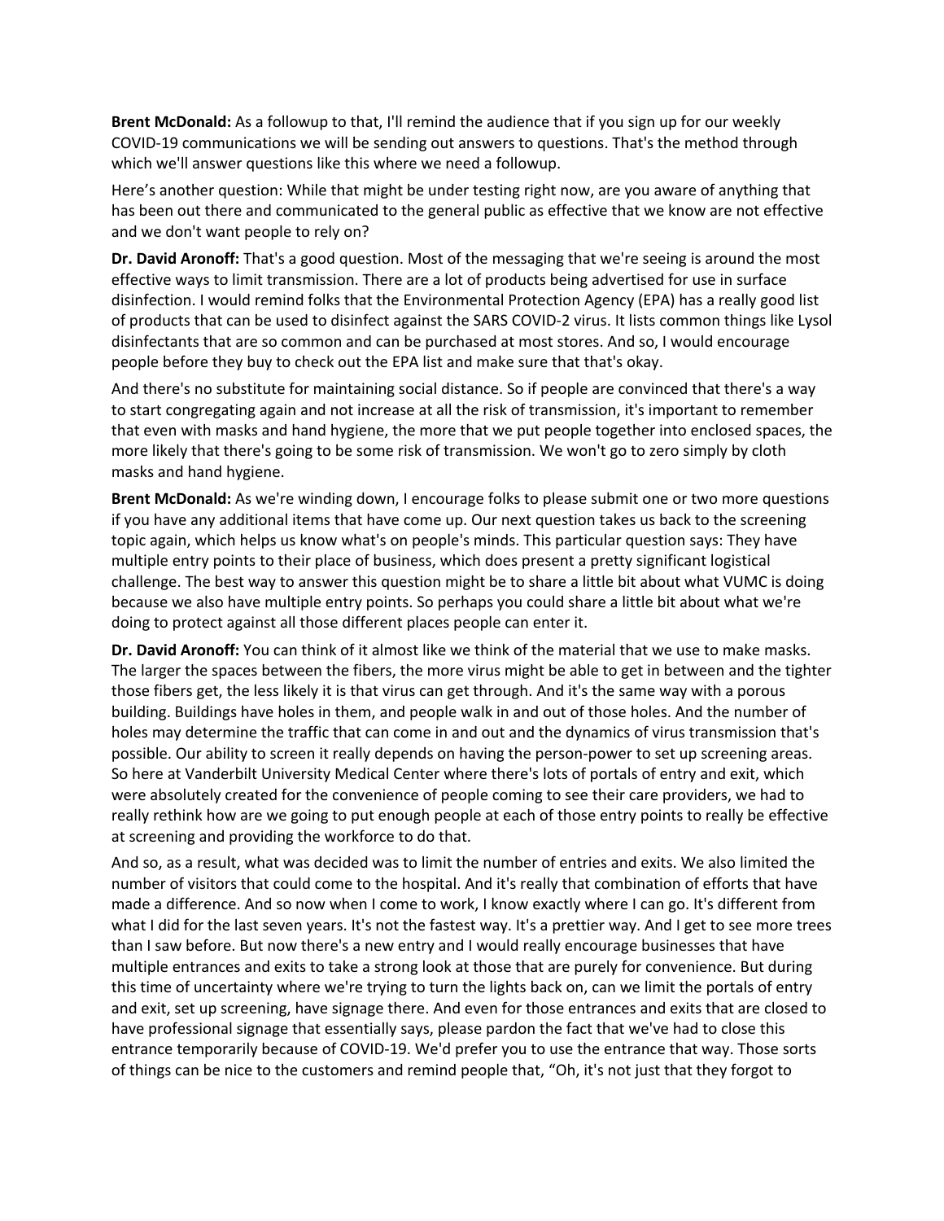**Brent McDonald:** As a followup to that, I'll remind the audience that if you sign up for our weekly COVID-19 communications we will be sending out answers to questions. That's the method through which we'll answer questions like this where we need a followup.

Here's another question: While that might be under testing right now, are you aware of anything that has been out there and communicated to the general public as effective that we know are not effective and we don't want people to rely on?

**Dr. David Aronoff:** That's a good question. Most of the messaging that we're seeing is around the most effective ways to limit transmission. There are a lot of products being advertised for use in surface disinfection. I would remind folks that the Environmental Protection Agency (EPA) has a really good list of products that can be used to disinfect against the SARS COVID-2 virus. It lists common things like Lysol disinfectants that are so common and can be purchased at most stores. And so, I would encourage people before they buy to check out the EPA list and make sure that that's okay.

And there's no substitute for maintaining social distance. So if people are convinced that there's a way to start congregating again and not increase at all the risk of transmission, it's important to remember that even with masks and hand hygiene, the more that we put people together into enclosed spaces, the more likely that there's going to be some risk of transmission. We won't go to zero simply by cloth masks and hand hygiene.

**Brent McDonald:** As we're winding down, I encourage folks to please submit one or two more questions if you have any additional items that have come up. Our next question takes us back to the screening topic again, which helps us know what's on people's minds. This particular question says: They have multiple entry points to their place of business, which does present a pretty significant logistical challenge. The best way to answer this question might be to share a little bit about what VUMC is doing because we also have multiple entry points. So perhaps you could share a little bit about what we're doing to protect against all those different places people can enter it.

**Dr. David Aronoff:** You can think of it almost like we think of the material that we use to make masks. The larger the spaces between the fibers, the more virus might be able to get in between and the tighter those fibers get, the less likely it is that virus can get through. And it's the same way with a porous building. Buildings have holes in them, and people walk in and out of those holes. And the number of holes may determine the traffic that can come in and out and the dynamics of virus transmission that's possible. Our ability to screen it really depends on having the person-power to set up screening areas. So here at Vanderbilt University Medical Center where there's lots of portals of entry and exit, which were absolutely created for the convenience of people coming to see their care providers, we had to really rethink how are we going to put enough people at each of those entry points to really be effective at screening and providing the workforce to do that.

And so, as a result, what was decided was to limit the number of entries and exits. We also limited the number of visitors that could come to the hospital. And it's really that combination of efforts that have made a difference. And so now when I come to work, I know exactly where I can go. It's different from what I did for the last seven years. It's not the fastest way. It's a prettier way. And I get to see more trees than I saw before. But now there's a new entry and I would really encourage businesses that have multiple entrances and exits to take a strong look at those that are purely for convenience. But during this time of uncertainty where we're trying to turn the lights back on, can we limit the portals of entry and exit, set up screening, have signage there. And even for those entrances and exits that are closed to have professional signage that essentially says, please pardon the fact that we've had to close this entrance temporarily because of COVID-19. We'd prefer you to use the entrance that way. Those sorts of things can be nice to the customers and remind people that, "Oh, it's not just that they forgot to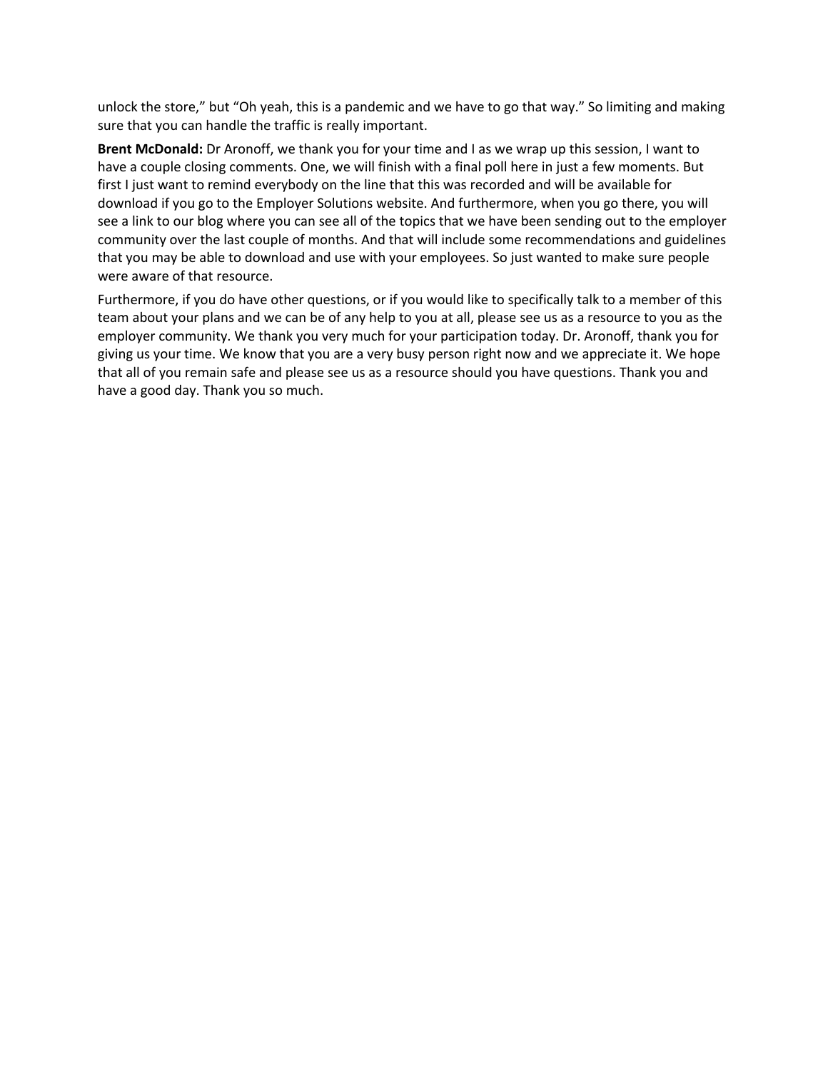unlock the store," but "Oh yeah, this is a pandemic and we have to go that way." So limiting and making sure that you can handle the traffic is really important.

**Brent McDonald:** Dr Aronoff, we thank you for your time and I as we wrap up this session, I want to have a couple closing comments. One, we will finish with a final poll here in just a few moments. But first I just want to remind everybody on the line that this was recorded and will be available for download if you go to the Employer Solutions website. And furthermore, when you go there, you will see a link to our blog where you can see all of the topics that we have been sending out to the employer community over the last couple of months. And that will include some recommendations and guidelines that you may be able to download and use with your employees. So just wanted to make sure people were aware of that resource.

Furthermore, if you do have other questions, or if you would like to specifically talk to a member of this team about your plans and we can be of any help to you at all, please see us as a resource to you as the employer community. We thank you very much for your participation today. Dr. Aronoff, thank you for giving us your time. We know that you are a very busy person right now and we appreciate it. We hope that all of you remain safe and please see us as a resource should you have questions. Thank you and have a good day. Thank you so much.